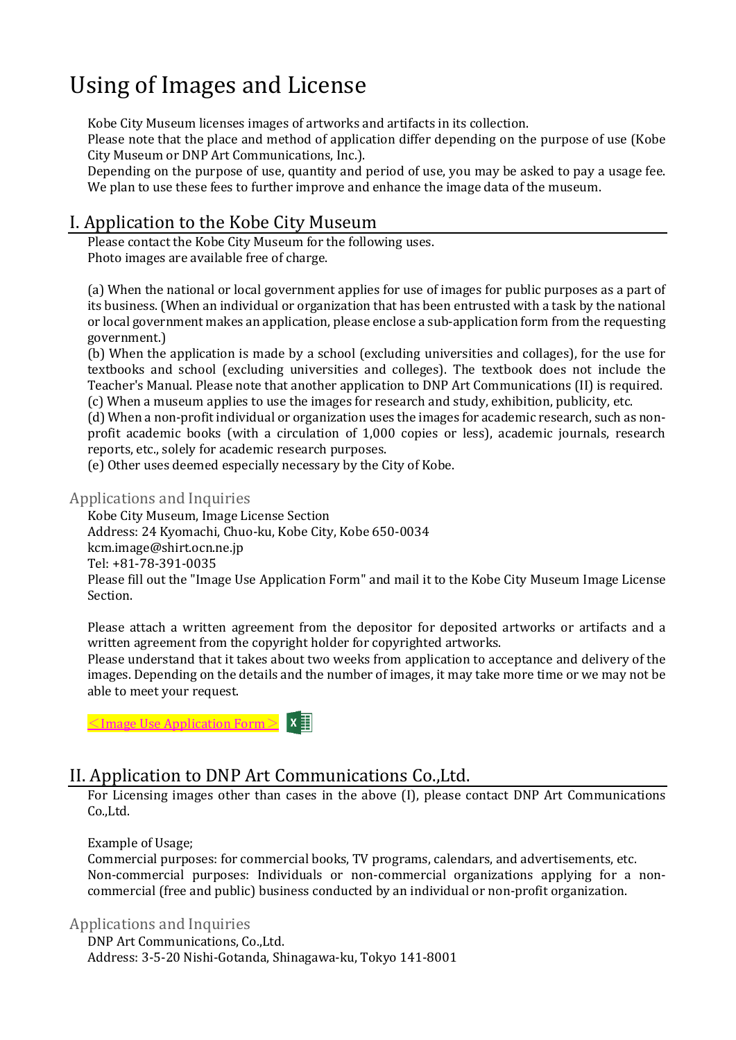# Using of Images and License

Kobe City Museum licenses images of artworks and artifacts in its collection.
Please note that the place and method of application differ depending on the purpose of use (Kobe City Museum or DNP Art Communications, Inc.).
Depending on the purpose of use, quantity and period of use, you may be asked to pay a usage fee. We plan to use these fees to further improve and enhance the image data of the museum.

## I. Application to the Kobe City Museum

Please contact the Kobe City Museum for the following uses.
Photo images are available free of charge.

(a) When the national or local government applies for use of images for public purposes as a part of its business. (When an individual or organization that has been entrusted with a task by the national or local government makes an application, please enclose a sub-application form from the requesting government.)
(b) When the application is made by a school (excluding universities and collages), for the use for textbooks and school (excluding universities and colleges). The textbook does not include the Teacher's Manual. Please note that another application to DNP Art Communications (II) is required.
(c) When a museum applies to use the images for research and study, exhibition, publicity, etc.
(d) When a non-profit individual or organization uses the images for academic research, such as non-profit academic books (with a circulation of 1,000 copies or less), academic journals, research reports, etc., solely for academic research purposes.
(e) Other uses deemed especially necessary by the City of Kobe.

### Applications and Inquiries

Kobe City Museum, Image License Section
Address: 24 Kyomachi, Chuo-ku, Kobe City, Kobe 650-0034
kcm.image@shirt.ocn.ne.jp
Tel: +81-78-391-0035
Please fill out the "Image Use Application Form" and mail it to the Kobe City Museum Image License Section.

Please attach a written agreement from the depositor for deposited artworks or artifacts and a written agreement from the copyright holder for copyrighted artworks.
Please understand that it takes about two weeks from application to acceptance and delivery of the images. Depending on the details and the number of images, it may take more time or we may not be able to meet your request.

＜Image Use Application Form＞

## II. Application to DNP Art Communications Co.,Ltd.

For Licensing images other than cases in the above (I), please contact DNP Art Communications Co.,Ltd.

Example of Usage;
Commercial purposes: for commercial books, TV programs, calendars, and advertisements, etc.
Non-commercial purposes: Individuals or non-commercial organizations applying for a non-commercial (free and public) business conducted by an individual or non-profit organization.

### Applications and Inquiries

DNP Art Communications, Co.,Ltd.
Address: 3-5-20 Nishi-Gotanda, Shinagawa-ku, Tokyo 141-8001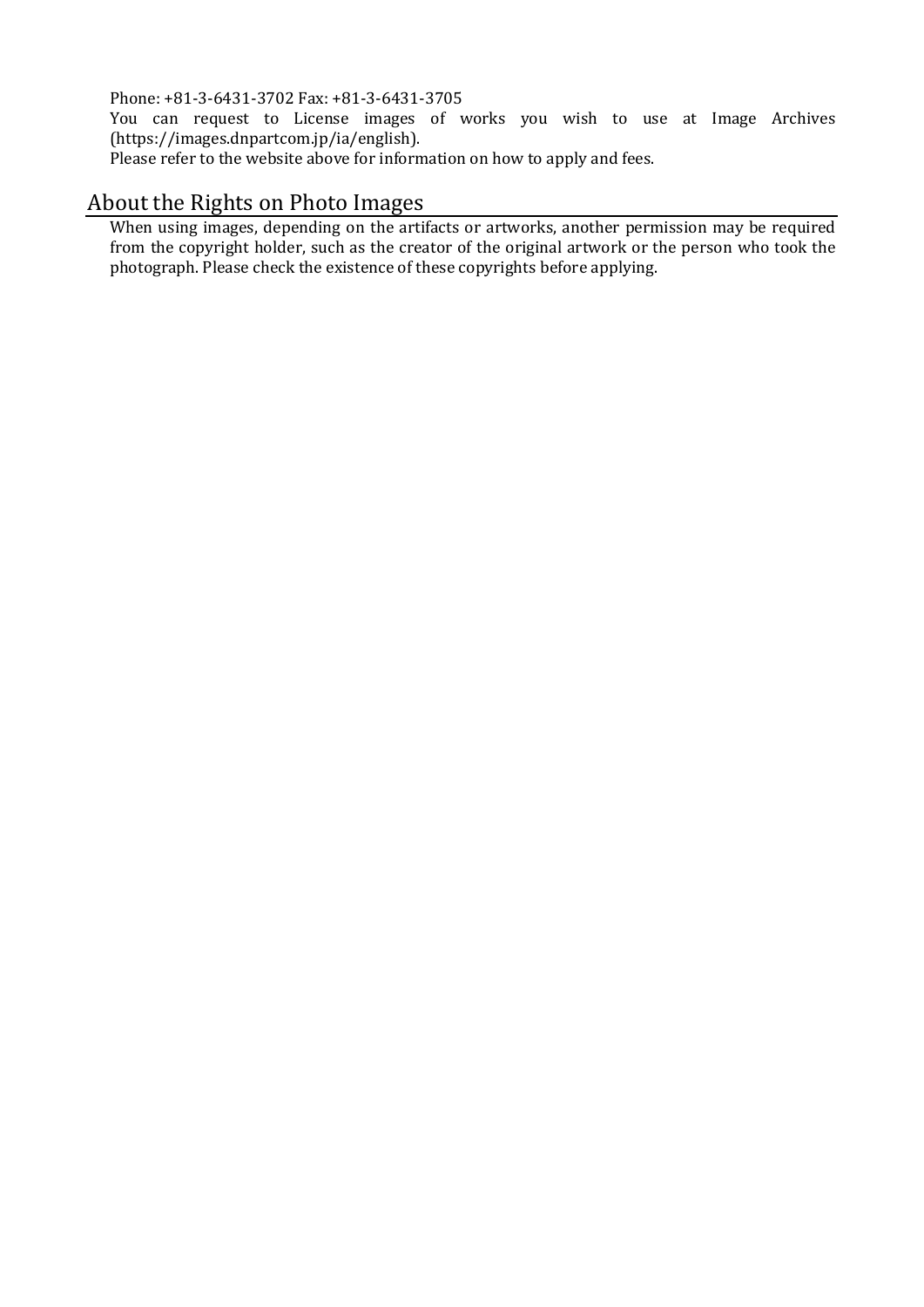Phone: +81-3-6431-3702 Fax: +81-3-6431-3705

You can request to License images of works you wish to use at Image Archives (https://images.dnpartcom.jp/ia/english).

Please refer to the website above for information on how to apply and fees.

## About the Rights on Photo Images

When using images, depending on the artifacts or artworks, another permission may be required from the copyright holder, such as the creator of the original artwork or the person who took the photograph. Please check the existence of these copyrights before applying.